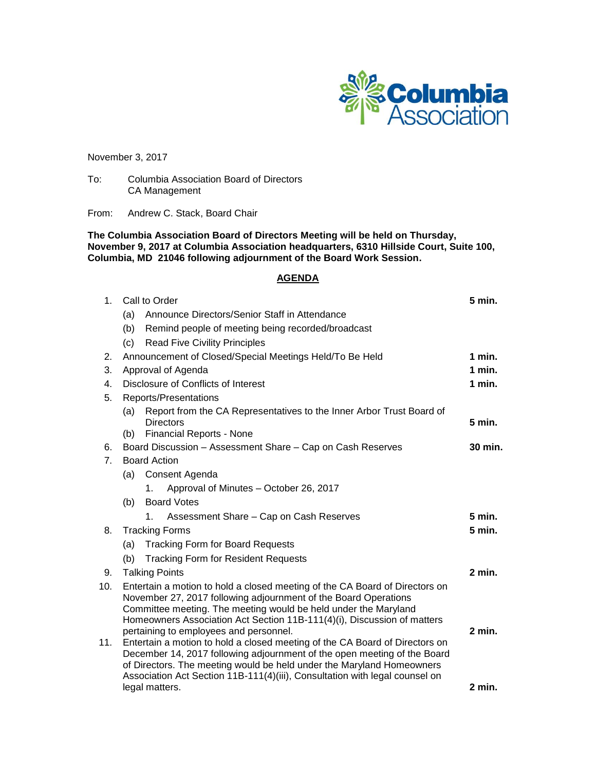November 3, 2017

To: Columbia Association Board of Directors
CA Management

From: Andrew C. Stack, Board Chair

**The Columbia Association Board of Directors Meeting will be held on Thursday, November 9, 2017 at Columbia Association headquarters, 6310 Hillside Court, Suite 100, Columbia, MD 21046 following adjournment of the Board Work Session.**

## AGENDA

1. Call to Order — **5 min.**
   - (a) Announce Directors/Senior Staff in Attendance
   - (b) Remind people of meeting being recorded/broadcast
   - (c) Read Five Civility Principles
2. Announcement of Closed/Special Meetings Held/To Be Held — **1 min.**
3. Approval of Agenda — **1 min.**
4. Disclosure of Conflicts of Interest — **1 min.**
5. Reports/Presentations
   - (a) Report from the CA Representatives to the Inner Arbor Trust Board of Directors — **5 min.**
   - (b) Financial Reports - None
6. Board Discussion – Assessment Share – Cap on Cash Reserves — **30 min.**
7. Board Action
   - (a) Consent Agenda
     1. Approval of Minutes – October 26, 2017
   - (b) Board Votes
     1. Assessment Share – Cap on Cash Reserves — **5 min.**
8. Tracking Forms — **5 min.**
   - (a) Tracking Form for Board Requests
   - (b) Tracking Form for Resident Requests
9. Talking Points — **2 min.**
10. Entertain a motion to hold a closed meeting of the CA Board of Directors on November 27, 2017 following adjournment of the Board Operations Committee meeting. The meeting would be held under the Maryland Homeowners Association Act Section 11B-111(4)(i), Discussion of matters pertaining to employees and personnel. — **2 min.**
11. Entertain a motion to hold a closed meeting of the CA Board of Directors on December 14, 2017 following adjournment of the open meeting of the Board of Directors. The meeting would be held under the Maryland Homeowners Association Act Section 11B-111(4)(iii), Consultation with legal counsel on legal matters. — **2 min.**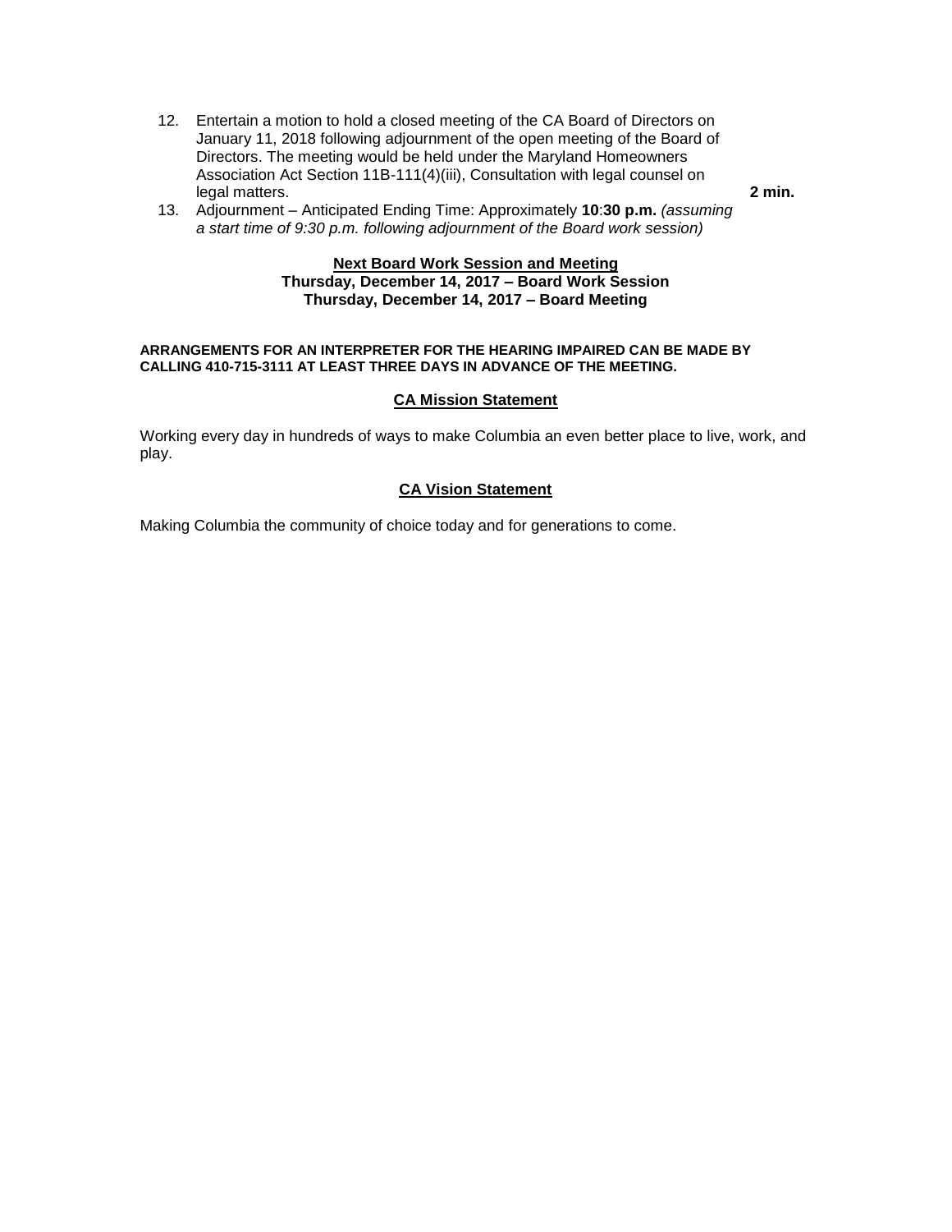12. Entertain a motion to hold a closed meeting of the CA Board of Directors on January 11, 2018 following adjournment of the open meeting of the Board of Directors. The meeting would be held under the Maryland Homeowners Association Act Section 11B-111(4)(iii), Consultation with legal counsel on legal matters. **2 min.**
13. Adjournment – Anticipated Ending Time: Approximately **10**:**30 p.m.** *(assuming a start time of 9:30 p.m. following adjournment of the Board work session)*

**Next Board Work Session and Meeting**
**Thursday, December 14, 2017 – Board Work Session**
**Thursday, December 14, 2017 – Board Meeting**

**ARRANGEMENTS FOR AN INTERPRETER FOR THE HEARING IMPAIRED CAN BE MADE BY CALLING 410-715-3111 AT LEAST THREE DAYS IN ADVANCE OF THE MEETING.**

## CA Mission Statement

Working every day in hundreds of ways to make Columbia an even better place to live, work, and play.

## CA Vision Statement

Making Columbia the community of choice today and for generations to come.